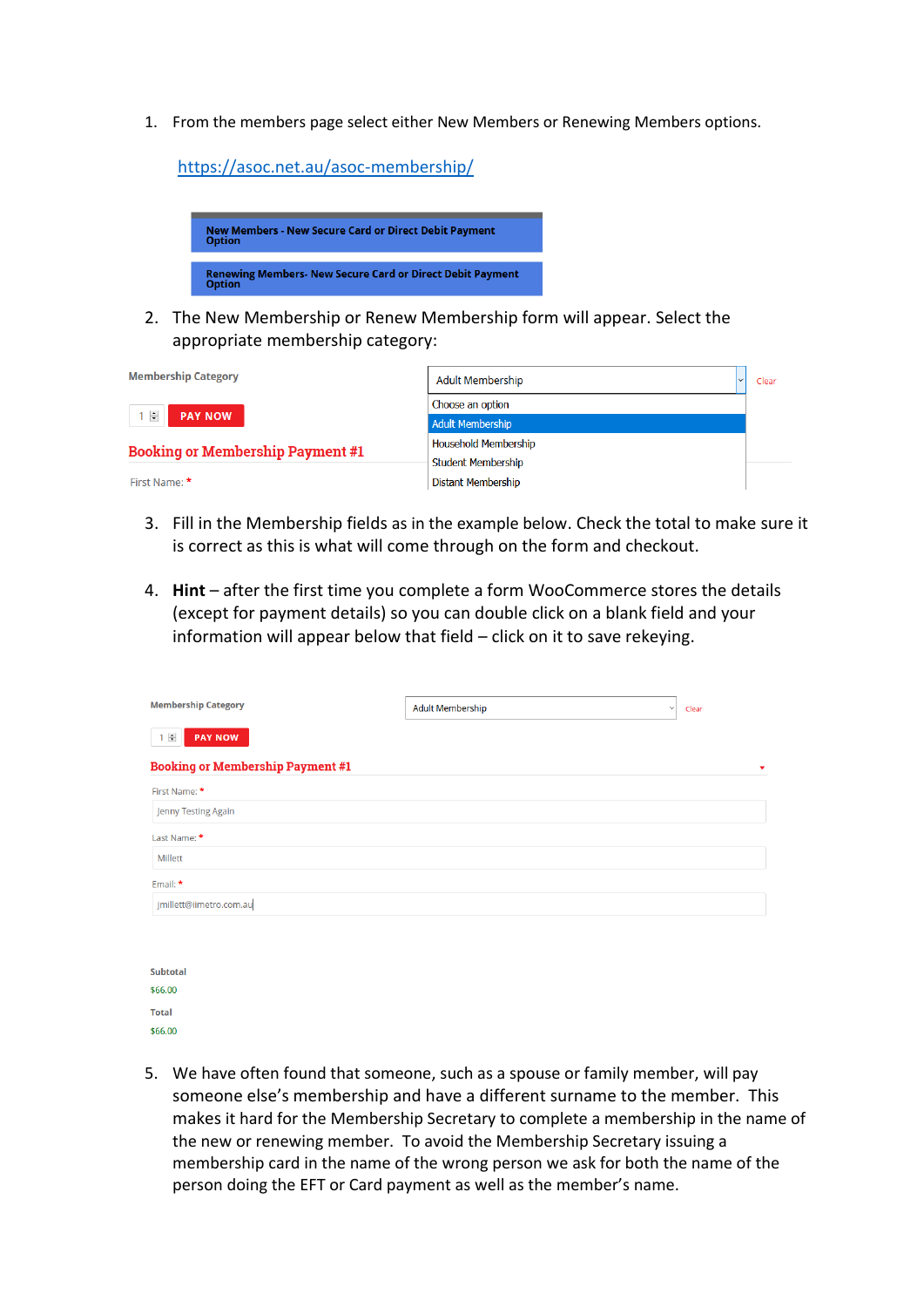1. From the members page select either New Members or Renewing Members options.

   https://asoc.net.au/asoc-membership/

   New Members - New Secure Card or Direct Debit Payment Option

   Renewing Members- New Secure Card or Direct Debit Payment Option

2. The New Membership or Renew Membership form will appear. Select the appropriate membership category:

   Membership Category

   Adult Membership — Clear

   Choose an option
   Adult Membership
   Household Membership
   Student Membership
   Distant Membership

   1 PAY NOW

   Booking or Membership Payment #1

   First Name: *

3. Fill in the Membership fields as in the example below. Check the total to make sure it is correct as this is what will come through on the form and checkout.

4. **Hint** – after the first time you complete a form WooCommerce stores the details (except for payment details) so you can double click on a blank field and your information will appear below that field – click on it to save rekeying.

   Membership Category: Adult Membership — Clear

   1 PAY NOW

   Booking or Membership Payment #1

   First Name: *
   Jenny Testing Again

   Last Name: *
   Millett

   Email: *
   jmillett@iimetro.com.au

   Subtotal
   $66.00

   Total
   $66.00

5. We have often found that someone, such as a spouse or family member, will pay someone else's membership and have a different surname to the member. This makes it hard for the Membership Secretary to complete a membership in the name of the new or renewing member. To avoid the Membership Secretary issuing a membership card in the name of the wrong person we ask for both the name of the person doing the EFT or Card payment as well as the member's name.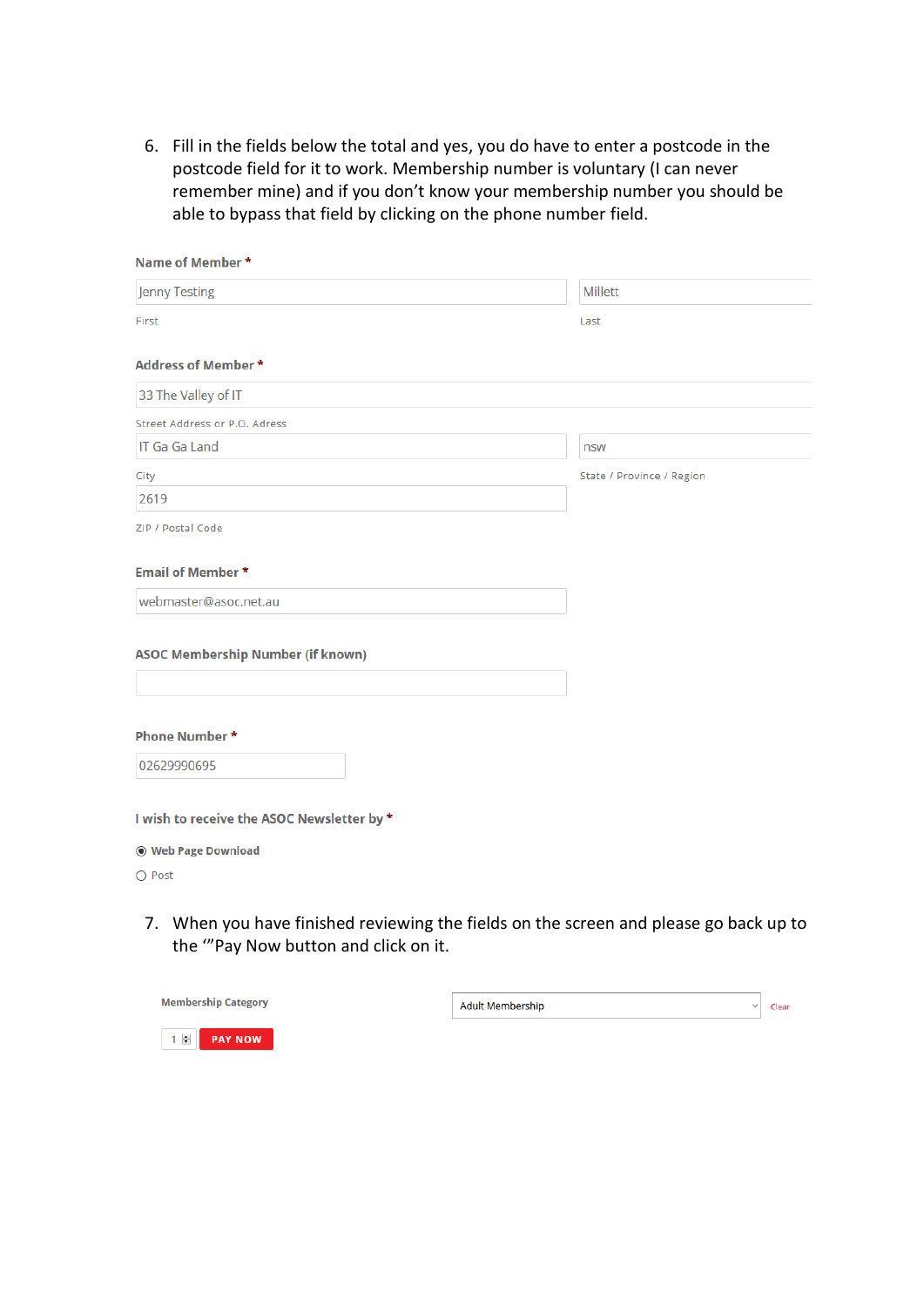6. Fill in the fields below the total and yes, you do have to enter a postcode in the postcode field for it to work. Membership number is voluntary (I can never remember mine) and if you don't know your membership number you should be able to bypass that field by clicking on the phone number field.

**Name of Member** *

Jenny Testing | Millett

First | Last

**Address of Member** *

33 The Valley of IT

Street Address or P.O. Adress

IT Ga Ga Land | nsw

City | State / Province / Region

2619

ZIP / Postal Code

**Email of Member** *

webmaster@asoc.net.au

**ASOC Membership Number (if known)**

**Phone Number** *

02629990695

**I wish to receive the ASOC Newsletter by** *

◉ **Web Page Download**

○ Post

7. When you have finished reviewing the fields on the screen and please go back up to the '"Pay Now button and click on it.

**Membership Category** | Adult Membership | Clear

1 | **PAY NOW**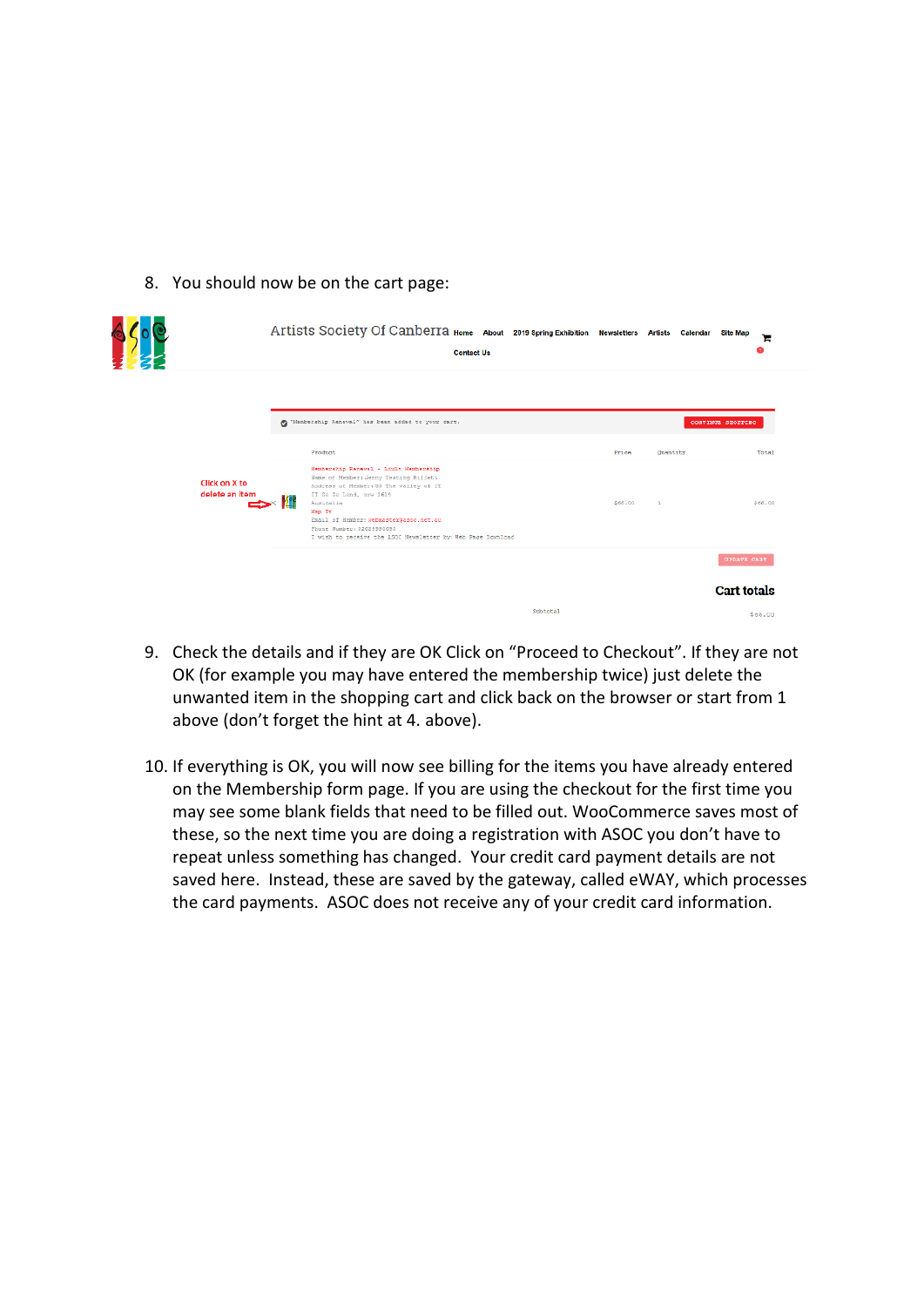8. You should now be on the cart page:

9. Check the details and if they are OK Click on “Proceed to Checkout”. If they are not OK (for example you may have entered the membership twice) just delete the unwanted item in the shopping cart and click back on the browser or start from 1 above (don’t forget the hint at 4. above).

10. If everything is OK, you will now see billing for the items you have already entered on the Membership form page. If you are using the checkout for the first time you may see some blank fields that need to be filled out. WooCommerce saves most of these, so the next time you are doing a registration with ASOC you don’t have to repeat unless something has changed. Your credit card payment details are not saved here. Instead, these are saved by the gateway, called eWAY, which processes the card payments. ASOC does not receive any of your credit card information.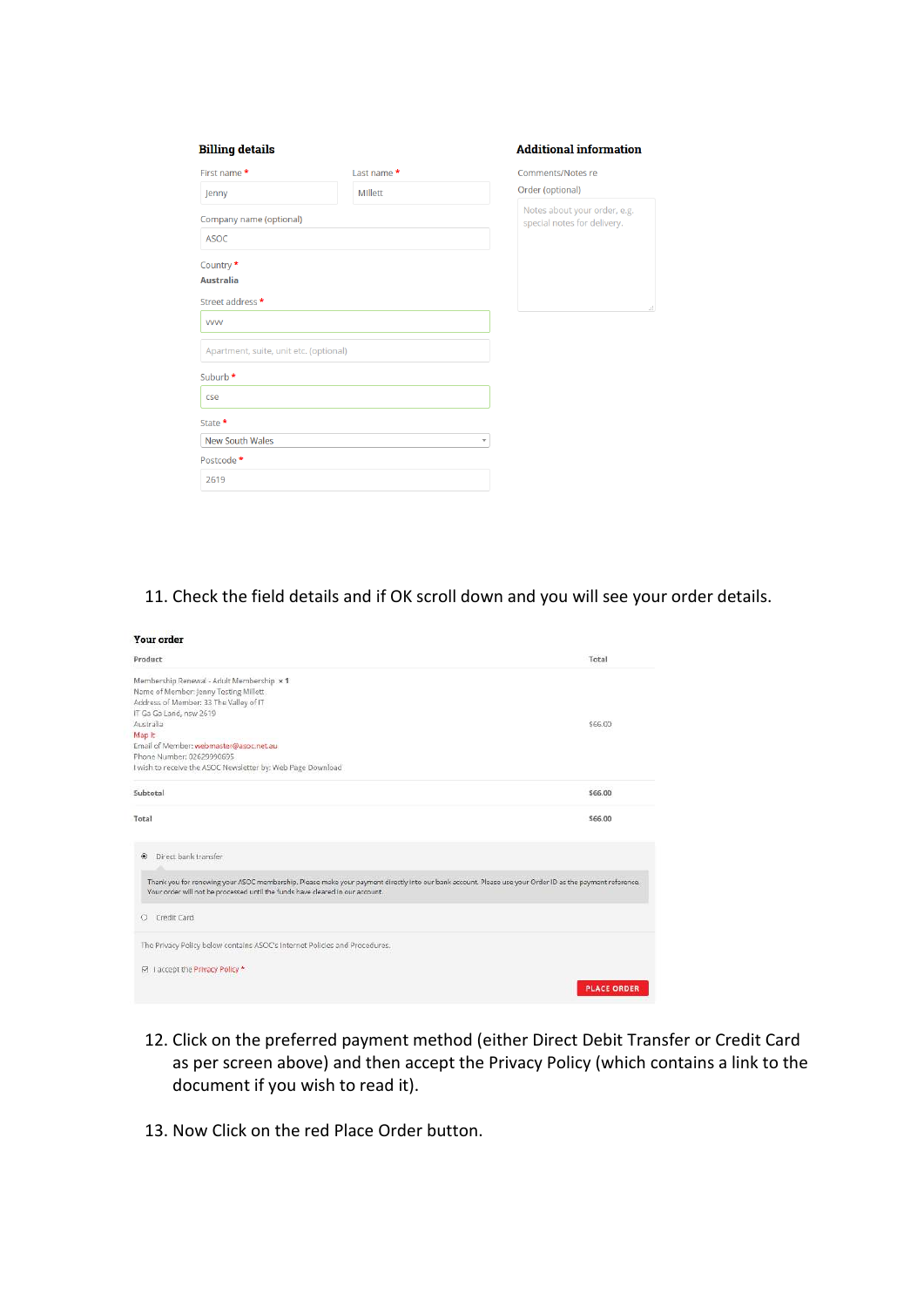**Billing details**

First name * Jenny

Last name * Millett

Company name (optional) ASOC

Country * **Australia**

Street address * vvvv

Apartment, suite, unit etc. (optional)

Suburb * cse

State * New South Wales

Postcode * 2619

**Additional information**

Comments/Notes re Order (optional)

Notes about your order, e.g. special notes for delivery.

11. Check the field details and if OK scroll down and you will see your order details.

**Your order**

| Product | Total |
|---|---|
| Membership Renewal - Adult Membership × 1<br>Name of Member: Jenny Testing Millett<br>Address of Member: 33 The Valley of IT<br>IT Ga Ga Land, nsw 2619<br>Australia<br>Map It<br>Email of Member: webmaster@asoc.net.au<br>Phone Number: 02629990695<br>I wish to receive the ASOC Newsletter by: Web Page Download | $66.00 |
| **Subtotal** | **$66.00** |
| **Total** | **$66.00** |

◉ Direct bank transfer

Thank you for renewing your ASOC membership. Please make your payment directly into our bank account. Please use your Order ID as the payment reference. Your order will not be processed until the funds have cleared in our account.

○ Credit Card

The Privacy Policy below contains ASOC's Internet Policies and Procedures.

☑ I accept the Privacy Policy *

PLACE ORDER

12. Click on the preferred payment method (either Direct Debit Transfer or Credit Card as per screen above) and then accept the Privacy Policy (which contains a link to the document if you wish to read it).

13. Now Click on the red Place Order button.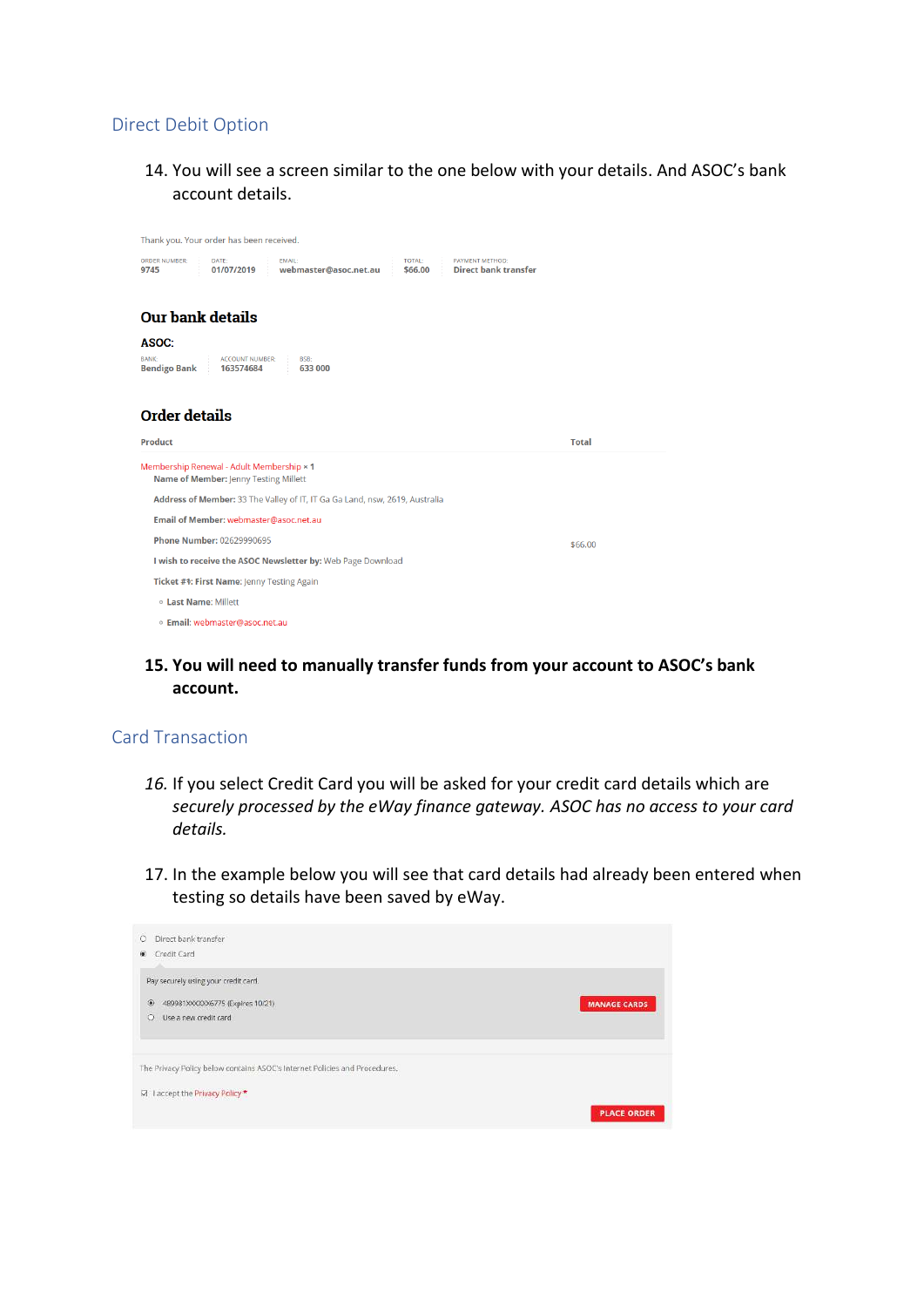## Direct Debit Option

14. You will see a screen similar to the one below with your details. And ASOC's bank account details.

Thank you. Your order has been received.

| ORDER NUMBER: | DATE: | EMAIL: | TOTAL: | PAYMENT METHOD: |
|---|---|---|---|---|
| 9745 | 01/07/2019 | webmaster@asoc.net.au | $66.00 | Direct bank transfer |

### Our bank details

**ASOC:**

| BANK: | ACCOUNT NUMBER: | BSB: |
|---|---|---|
| Bendigo Bank | 163574684 | 633 000 |

### Order details

| Product | Total |
|---|---|
| Membership Renewal - Adult Membership × 1<br>**Name of Member:** Jenny Testing Millett<br>**Address of Member:** 33 The Valley of IT, IT Ga Ga Land, nsw, 2619, Australia<br>**Email of Member:** webmaster@asoc.net.au<br>**Phone Number:** 02629990695<br>**I wish to receive the ASOC Newsletter by:** Web Page Download<br>**Ticket #1: First Name:** Jenny Testing Again<br>◦ **Last Name:** Millett<br>◦ **Email:** webmaster@asoc.net.au | $66.00 |

15. **You will need to manually transfer funds from your account to ASOC's bank account.**

## Card Transaction

16. *If you select Credit Card you will be asked for your credit card details which are securely processed by the eWay finance gateway. ASOC has no access to your card details.*

17. In the example below you will see that card details had already been entered when testing so details have been saved by eWay.

- ○ Direct bank transfer
- ◉ Credit Card

Pay securely using your credit card.

- ◉ 489981XXXXXX6775 (Expires 10/21) MANAGE CARDS
- ○ Use a new credit card

The Privacy Policy below contains ASOC's Internet Policies and Procedures.

☑ I accept the Privacy Policy *

PLACE ORDER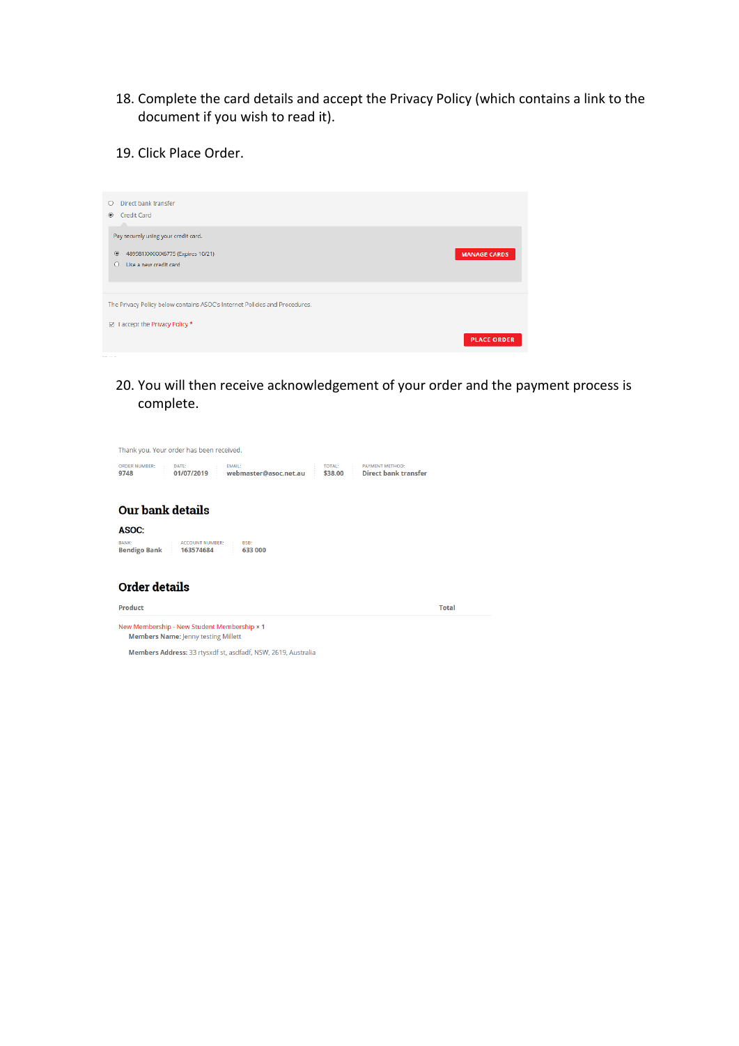18. Complete the card details and accept the Privacy Policy (which contains a link to the document if you wish to read it).

19. Click Place Order.

Direct bank transfer

Credit Card

Pay securely using your credit card.

4893813XXXXXX6775 (Expires 10/21)

MANAGE CARDS

Use a new credit card

The Privacy Policy below contains ASOC's Internet Policies and Procedures.

I accept the Privacy Policy *

PLACE ORDER

20. You will then receive acknowledgement of your order and the payment process is complete.

Thank you. Your order has been received.

| ORDER NUMBER: | DATE: | EMAIL: | TOTAL: | PAYMENT METHOD: |
|---|---|---|---|---|
| 9748 | 01/07/2019 | webmaster@asoc.net.au | $38.00 | Direct bank transfer |

## Our bank details

### ASOC:

| BANK: | ACCOUNT NUMBER: | BSB: |
|---|---|---|
| Bendigo Bank | 163574684 | 633 000 |

## Order details

| Product | Total |
|---|---|
| New Membership - New Student Membership × 1<br>**Members Name:** Jenny testing Millett<br>**Members Address:** 33 rtysxdf st, asdfadf, NSW, 2619, Australia | |